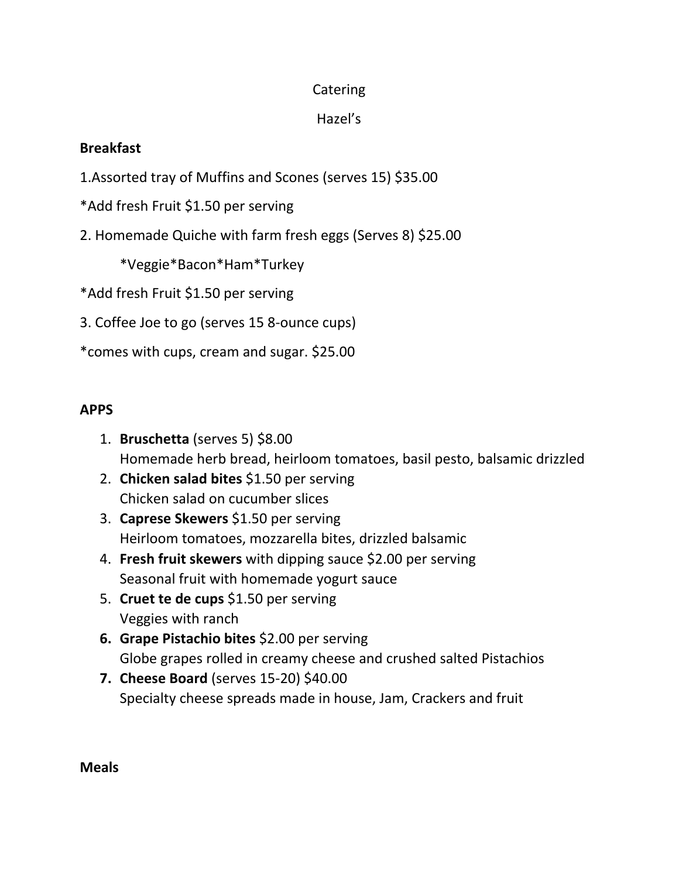Catering

Hazel's

**Breakfast**

1.Assorted tray of Muffins and Scones (serves 15) $35.00

*Add fresh Fruit $1.50 per serving

2. Homemade Quiche with farm fresh eggs (Serves 8) $25.00

    *Veggie*Bacon*Ham*Turkey

*Add fresh Fruit $1.50 per serving

3. Coffee Joe to go (serves 15 8-ounce cups)

*comes with cups, cream and sugar. $25.00

**APPS**

1. **Bruschetta** (serves 5) $8.00
   Homemade herb bread, heirloom tomatoes, basil pesto, balsamic drizzled
2. **Chicken salad bites** $1.50 per serving
   Chicken salad on cucumber slices
3. **Caprese Skewers** $1.50 per serving
   Heirloom tomatoes, mozzarella bites, drizzled balsamic
4. **Fresh fruit skewers** with dipping sauce $2.00 per serving
   Seasonal fruit with homemade yogurt sauce
5. **Cruet te de cups** $1.50 per serving
   Veggies with ranch
6. **Grape Pistachio bites** $2.00 per serving
   Globe grapes rolled in creamy cheese and crushed salted Pistachios
7. **Cheese Board** (serves 15-20) $40.00
   Specialty cheese spreads made in house, Jam, Crackers and fruit

**Meals**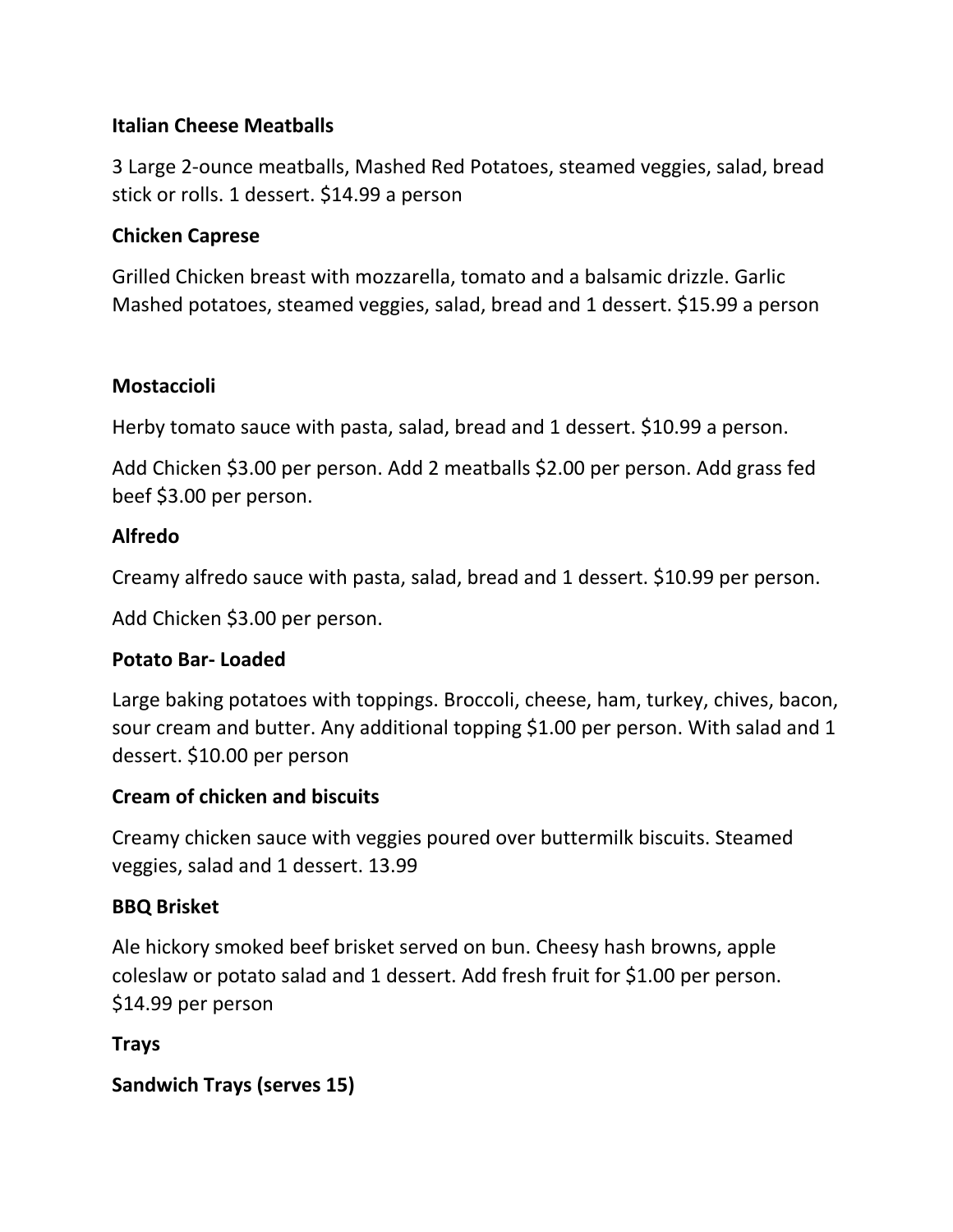**Italian Cheese Meatballs**

3 Large 2-ounce meatballs, Mashed Red Potatoes, steamed veggies, salad, bread stick or rolls. 1 dessert. $14.99 a person

**Chicken Caprese**

Grilled Chicken breast with mozzarella, tomato and a balsamic drizzle. Garlic Mashed potatoes, steamed veggies, salad, bread and 1 dessert. $15.99 a person

**Mostaccioli**

Herby tomato sauce with pasta, salad, bread and 1 dessert. $10.99 a person.

Add Chicken $3.00 per person. Add 2 meatballs $2.00 per person. Add grass fed beef $3.00 per person.

**Alfredo**

Creamy alfredo sauce with pasta, salad, bread and 1 dessert. $10.99 per person.

Add Chicken $3.00 per person.

**Potato Bar- Loaded**

Large baking potatoes with toppings. Broccoli, cheese, ham, turkey, chives, bacon, sour cream and butter. Any additional topping $1.00 per person. With salad and 1 dessert. $10.00 per person

**Cream of chicken and biscuits**

Creamy chicken sauce with veggies poured over buttermilk biscuits. Steamed veggies, salad and 1 dessert. 13.99

**BBQ Brisket**

Ale hickory smoked beef brisket served on bun. Cheesy hash browns, apple coleslaw or potato salad and 1 dessert. Add fresh fruit for $1.00 per person. $14.99 per person

**Trays**

**Sandwich Trays (serves 15)**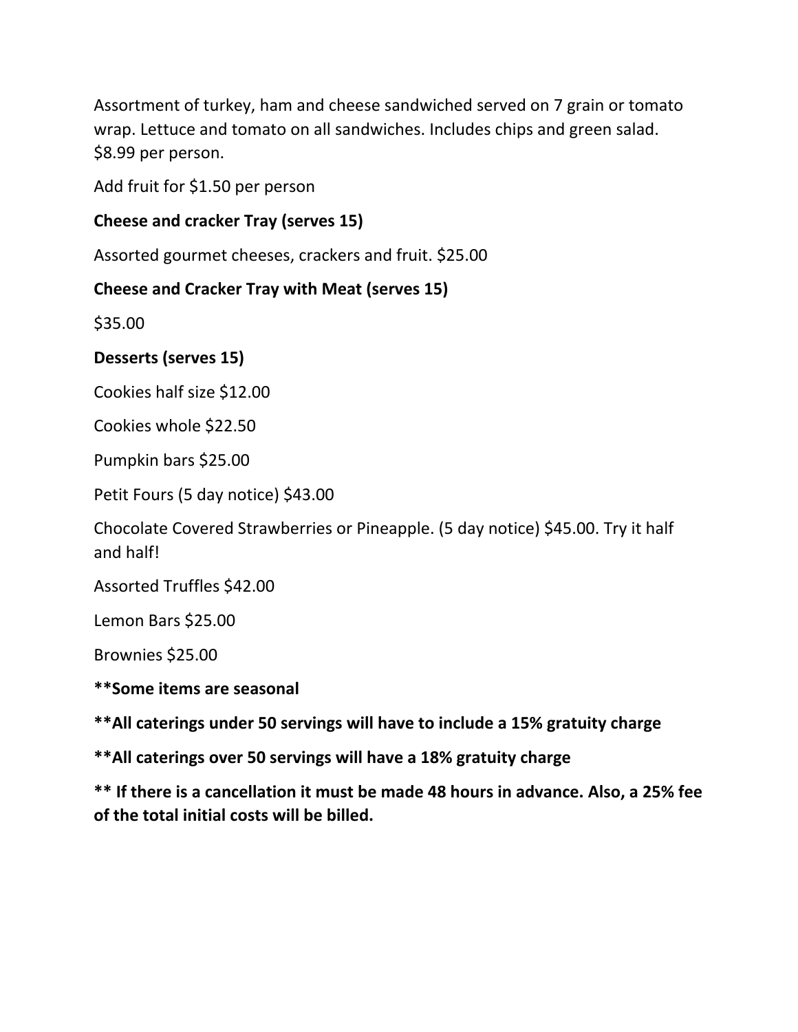Assortment of turkey, ham and cheese sandwiched served on 7 grain or tomato wrap. Lettuce and tomato on all sandwiches. Includes chips and green salad. $8.99 per person.

Add fruit for $1.50 per person

**Cheese and cracker Tray (serves 15)**

Assorted gourmet cheeses, crackers and fruit. $25.00

**Cheese and Cracker Tray with Meat (serves 15)**

$35.00

**Desserts (serves 15)**

Cookies half size $12.00

Cookies whole $22.50

Pumpkin bars $25.00

Petit Fours (5 day notice) $43.00

Chocolate Covered Strawberries or Pineapple. (5 day notice) $45.00. Try it half and half!

Assorted Truffles $42.00

Lemon Bars $25.00

Brownies $25.00

**\*\*Some items are seasonal**

**\*\*All caterings under 50 servings will have to include a 15% gratuity charge**

**\*\*All caterings over 50 servings will have a 18% gratuity charge**

**\*\* If there is a cancellation it must be made 48 hours in advance. Also, a 25% fee of the total initial costs will be billed.**